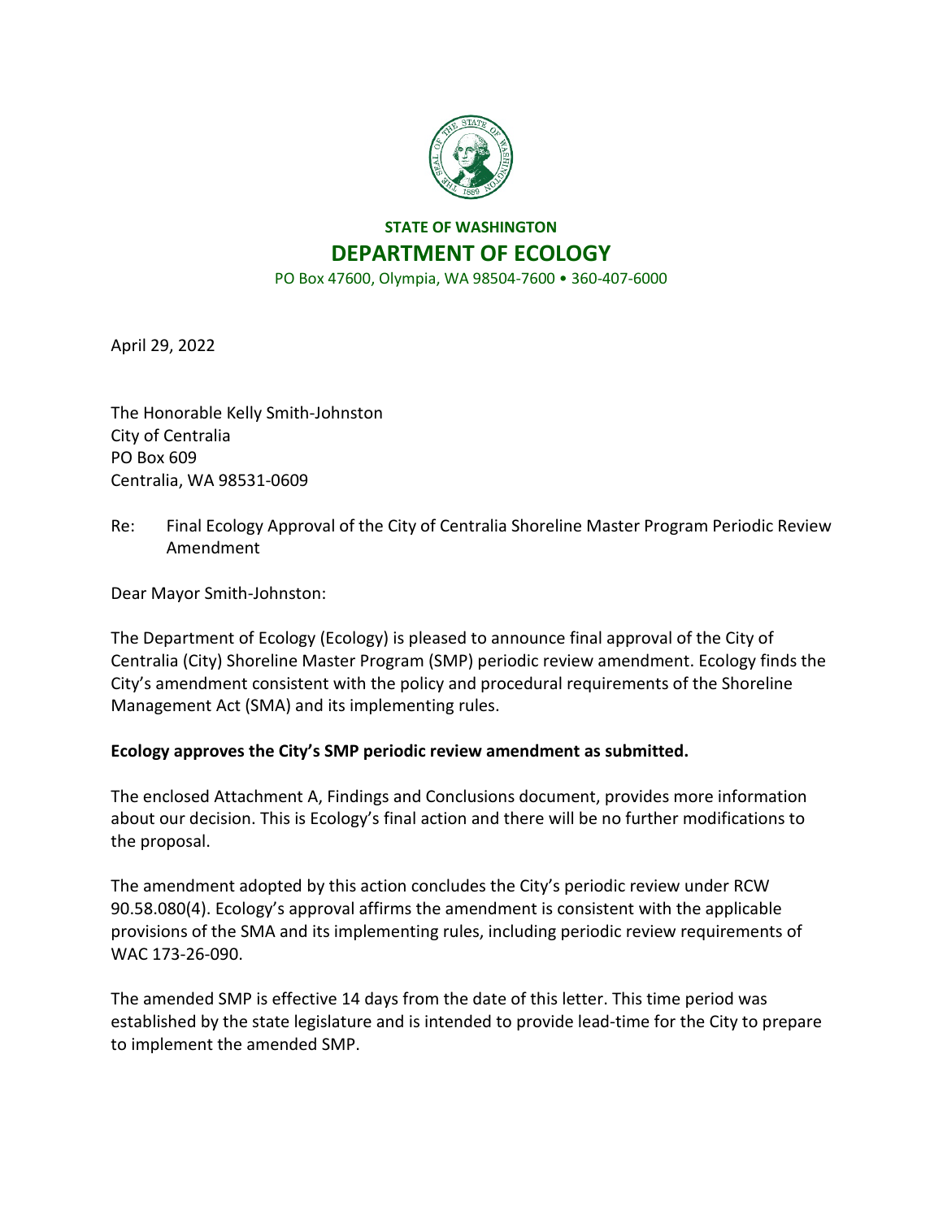**STATE OF WASHINGTON**

# DEPARTMENT OF ECOLOGY

PO Box 47600, Olympia, WA 98504-7600 • 360-407-6000

April 29, 2022

The Honorable Kelly Smith-Johnston
City of Centralia
PO Box 609
Centralia, WA 98531-0609

Re: Final Ecology Approval of the City of Centralia Shoreline Master Program Periodic Review Amendment

Dear Mayor Smith-Johnston:

The Department of Ecology (Ecology) is pleased to announce final approval of the City of Centralia (City) Shoreline Master Program (SMP) periodic review amendment. Ecology finds the City's amendment consistent with the policy and procedural requirements of the Shoreline Management Act (SMA) and its implementing rules.

**Ecology approves the City's SMP periodic review amendment as submitted.**

The enclosed Attachment A, Findings and Conclusions document, provides more information about our decision. This is Ecology's final action and there will be no further modifications to the proposal.

The amendment adopted by this action concludes the City's periodic review under RCW 90.58.080(4). Ecology's approval affirms the amendment is consistent with the applicable provisions of the SMA and its implementing rules, including periodic review requirements of WAC 173-26-090.

The amended SMP is effective 14 days from the date of this letter. This time period was established by the state legislature and is intended to provide lead-time for the City to prepare to implement the amended SMP.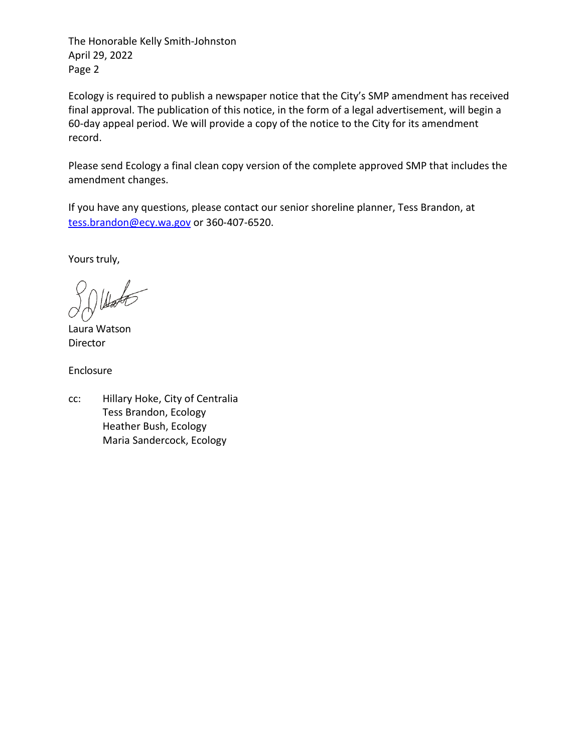Ecology is required to publish a newspaper notice that the City's SMP amendment has received final approval. The publication of this notice, in the form of a legal advertisement, will begin a 60-day appeal period. We will provide a copy of the notice to the City for its amendment record.

Please send Ecology a final clean copy version of the complete approved SMP that includes the amendment changes.

If you have any questions, please contact our senior shoreline planner, Tess Brandon, at tess.brandon@ecy.wa.gov or 360-407-6520.

Yours truly,

Laura Watson
Director

Enclosure

cc: Hillary Hoke, City of Centralia
Tess Brandon, Ecology
Heather Bush, Ecology
Maria Sandercock, Ecology